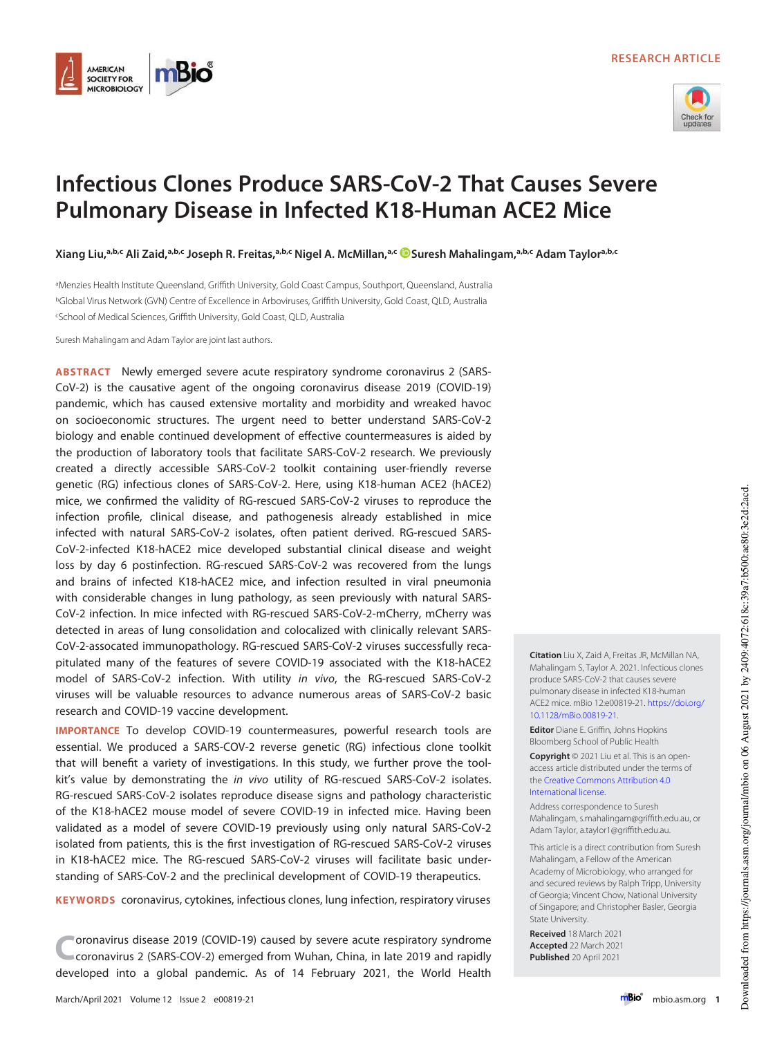RESEARCH ARTICLE

# Infectious Clones Produce SARS-CoV-2 That Causes Severe Pulmonary Disease in Infected K18-Human ACE2 Mice

**Xiang Liu,[a,b,c] Ali Zaid,[a,b,c] Joseph R. Freitas,[a,b,c] Nigel A. McMillan,[a,c] Suresh Mahalingam,[a,b,c] Adam Taylor[a,b,c]**

[a]Menzies Health Institute Queensland, Griffith University, Gold Coast Campus, Southport, Queensland, Australia
[b]Global Virus Network (GVN) Centre of Excellence in Arboviruses, Griffith University, Gold Coast, QLD, Australia
[c]School of Medical Sciences, Griffith University, Gold Coast, QLD, Australia

Suresh Mahalingam and Adam Taylor are joint last authors.

**ABSTRACT** Newly emerged severe acute respiratory syndrome coronavirus 2 (SARS-CoV-2) is the causative agent of the ongoing coronavirus disease 2019 (COVID-19) pandemic, which has caused extensive mortality and morbidity and wreaked havoc on socioeconomic structures. The urgent need to better understand SARS-CoV-2 biology and enable continued development of effective countermeasures is aided by the production of laboratory tools that facilitate SARS-CoV-2 research. We previously created a directly accessible SARS-CoV-2 toolkit containing user-friendly reverse genetic (RG) infectious clones of SARS-CoV-2. Here, using K18-human ACE2 (hACE2) mice, we confirmed the validity of RG-rescued SARS-CoV-2 viruses to reproduce the infection profile, clinical disease, and pathogenesis already established in mice infected with natural SARS-CoV-2 isolates, often patient derived. RG-rescued SARS-CoV-2-infected K18-hACE2 mice developed substantial clinical disease and weight loss by day 6 postinfection. RG-rescued SARS-CoV-2 was recovered from the lungs and brains of infected K18-hACE2 mice, and infection resulted in viral pneumonia with considerable changes in lung pathology, as seen previously with natural SARS-CoV-2 infection. In mice infected with RG-rescued SARS-CoV-2-mCherry, mCherry was detected in areas of lung consolidation and colocalized with clinically relevant SARS-CoV-2-assocated immunopathology. RG-rescued SARS-CoV-2 viruses successfully recapitulated many of the features of severe COVID-19 associated with the K18-hACE2 model of SARS-CoV-2 infection. With utility *in vivo*, the RG-rescued SARS-CoV-2 viruses will be valuable resources to advance numerous areas of SARS-CoV-2 basic research and COVID-19 vaccine development.

**IMPORTANCE** To develop COVID-19 countermeasures, powerful research tools are essential. We produced a SARS-COV-2 reverse genetic (RG) infectious clone toolkit that will benefit a variety of investigations. In this study, we further prove the toolkit's value by demonstrating the *in vivo* utility of RG-rescued SARS-CoV-2 isolates. RG-rescued SARS-CoV-2 isolates reproduce disease signs and pathology characteristic of the K18-hACE2 mouse model of severe COVID-19 in infected mice. Having been validated as a model of severe COVID-19 previously using only natural SARS-CoV-2 isolated from patients, this is the first investigation of RG-rescued SARS-CoV-2 viruses in K18-hACE2 mice. The RG-rescued SARS-CoV-2 viruses will facilitate basic understanding of SARS-CoV-2 and the preclinical development of COVID-19 therapeutics.

**KEYWORDS** coronavirus, cytokines, infectious clones, lung infection, respiratory viruses

Coronavirus disease 2019 (COVID-19) caused by severe acute respiratory syndrome coronavirus 2 (SARS-COV-2) emerged from Wuhan, China, in late 2019 and rapidly developed into a global pandemic. As of 14 February 2021, the World Health

**Citation** Liu X, Zaid A, Freitas JR, McMillan NA, Mahalingam S, Taylor A. 2021. Infectious clones produce SARS-CoV-2 that causes severe pulmonary disease in infected K18-human ACE2 mice. mBio 12:e00819-21. https://doi.org/10.1128/mBio.00819-21.

**Editor** Diane E. Griffin, Johns Hopkins Bloomberg School of Public Health

**Copyright** © 2021 Liu et al. This is an open-access article distributed under the terms of the Creative Commons Attribution 4.0 International license.

Address correspondence to Suresh Mahalingam, s.mahalingam@griffith.edu.au, or Adam Taylor, a.taylor1@griffith.edu.au.

This article is a direct contribution from Suresh Mahalingam, a Fellow of the American Academy of Microbiology, who arranged for and secured reviews by Ralph Tripp, University of Georgia; Vincent Chow, National University of Singapore; and Christopher Basler, Georgia State University.

**Received** 18 March 2021
**Accepted** 22 March 2021
**Published** 20 April 2021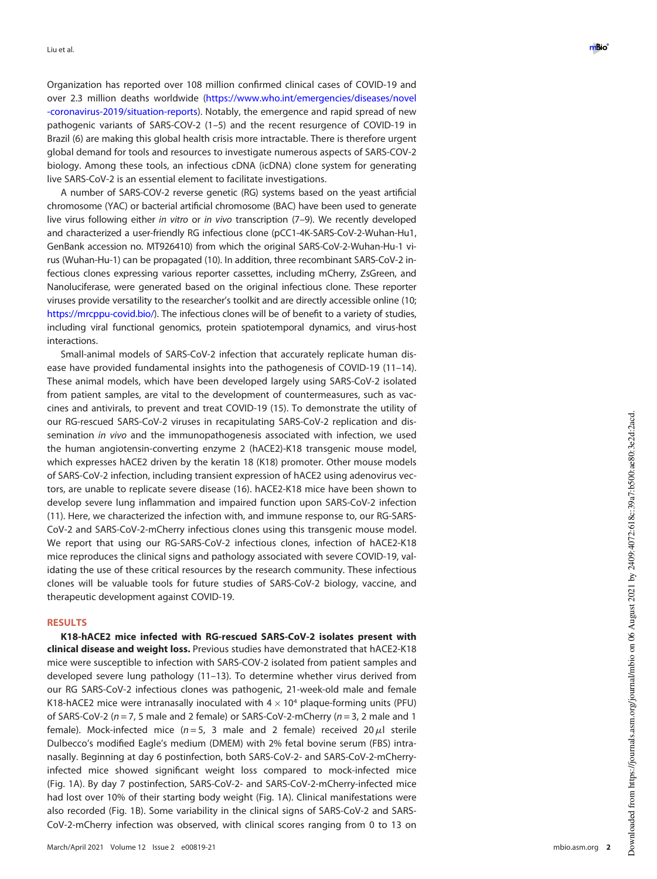Organization has reported over 108 million confirmed clinical cases of COVID-19 and over 2.3 million deaths worldwide (https://www.who.int/emergencies/diseases/novel-coronavirus-2019/situation-reports). Notably, the emergence and rapid spread of new pathogenic variants of SARS-COV-2 (1–5) and the recent resurgence of COVID-19 in Brazil (6) are making this global health crisis more intractable. There is therefore urgent global demand for tools and resources to investigate numerous aspects of SARS-COV-2 biology. Among these tools, an infectious cDNA (icDNA) clone system for generating live SARS-CoV-2 is an essential element to facilitate investigations.

A number of SARS-COV-2 reverse genetic (RG) systems based on the yeast artificial chromosome (YAC) or bacterial artificial chromosome (BAC) have been used to generate live virus following either *in vitro* or *in vivo* transcription (7–9). We recently developed and characterized a user-friendly RG infectious clone (pCC1-4K-SARS-CoV-2-Wuhan-Hu1, GenBank accession no. MT926410) from which the original SARS-CoV-2-Wuhan-Hu-1 virus (Wuhan-Hu-1) can be propagated (10). In addition, three recombinant SARS-CoV-2 infectious clones expressing various reporter cassettes, including mCherry, ZsGreen, and Nanoluciferase, were generated based on the original infectious clone. These reporter viruses provide versatility to the researcher's toolkit and are directly accessible online (10; https://mrcppu-covid.bio/). The infectious clones will be of benefit to a variety of studies, including viral functional genomics, protein spatiotemporal dynamics, and virus-host interactions.

Small-animal models of SARS-CoV-2 infection that accurately replicate human disease have provided fundamental insights into the pathogenesis of COVID-19 (11–14). These animal models, which have been developed largely using SARS-CoV-2 isolated from patient samples, are vital to the development of countermeasures, such as vaccines and antivirals, to prevent and treat COVID-19 (15). To demonstrate the utility of our RG-rescued SARS-CoV-2 viruses in recapitulating SARS-CoV-2 replication and dissemination *in vivo* and the immunopathogenesis associated with infection, we used the human angiotensin-converting enzyme 2 (hACE2)-K18 transgenic mouse model, which expresses hACE2 driven by the keratin 18 (K18) promoter. Other mouse models of SARS-CoV-2 infection, including transient expression of hACE2 using adenovirus vectors, are unable to replicate severe disease (16). hACE2-K18 mice have been shown to develop severe lung inflammation and impaired function upon SARS-CoV-2 infection (11). Here, we characterized the infection with, and immune response to, our RG-SARS-CoV-2 and SARS-CoV-2-mCherry infectious clones using this transgenic mouse model. We report that using our RG-SARS-CoV-2 infectious clones, infection of hACE2-K18 mice reproduces the clinical signs and pathology associated with severe COVID-19, validating the use of these critical resources by the research community. These infectious clones will be valuable tools for future studies of SARS-CoV-2 biology, vaccine, and therapeutic development against COVID-19.

## RESULTS

**K18-hACE2 mice infected with RG-rescued SARS-CoV-2 isolates present with clinical disease and weight loss.** Previous studies have demonstrated that hACE2-K18 mice were susceptible to infection with SARS-COV-2 isolated from patient samples and developed severe lung pathology (11–13). To determine whether virus derived from our RG SARS-CoV-2 infectious clones was pathogenic, 21-week-old male and female K18-hACE2 mice were intranasally inoculated with $4 \times 10^4$ plaque-forming units (PFU) of SARS-CoV-2 ($n = 7$, 5 male and 2 female) or SARS-CoV-2-mCherry ($n = 3$, 2 male and 1 female). Mock-infected mice ($n = 5$, 3 male and 2 female) received 20 $\mu$l sterile Dulbecco's modified Eagle's medium (DMEM) with 2% fetal bovine serum (FBS) intranasally. Beginning at day 6 postinfection, both SARS-CoV-2- and SARS-CoV-2-mCherry-infected mice showed significant weight loss compared to mock-infected mice (Fig. 1A). By day 7 postinfection, SARS-CoV-2- and SARS-CoV-2-mCherry-infected mice had lost over 10% of their starting body weight (Fig. 1A). Clinical manifestations were also recorded (Fig. 1B). Some variability in the clinical signs of SARS-CoV-2 and SARS-CoV-2-mCherry infection was observed, with clinical scores ranging from 0 to 13 on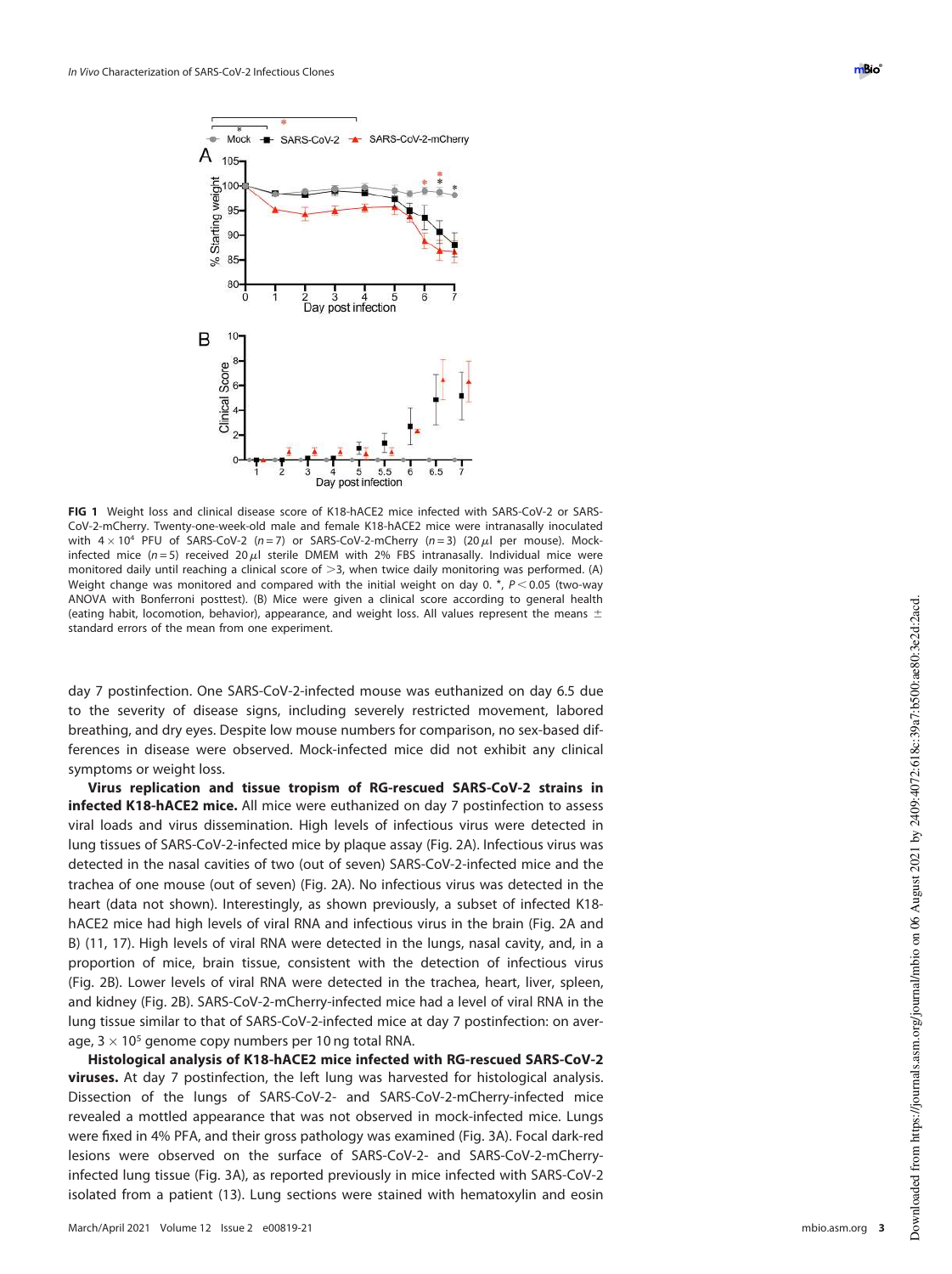**FIG 1** Weight loss and clinical disease score of K18-hACE2 mice infected with SARS-CoV-2 or SARS-CoV-2-mCherry. Twenty-one-week-old male and female K18-hACE2 mice were intranasally inoculated with $4 \times 10^4$ PFU of SARS-CoV-2 ($n = 7$) or SARS-CoV-2-mCherry ($n = 3$) (20 $\mu$l per mouse). Mock-infected mice ($n = 5$) received 20 $\mu$l sterile DMEM with 2% FBS intranasally. Individual mice were monitored daily until reaching a clinical score of >3, when twice daily monitoring was performed. (A) Weight change was monitored and compared with the initial weight on day 0. *, $P < 0.05$ (two-way ANOVA with Bonferroni posttest). (B) Mice were given a clinical score according to general health (eating habit, locomotion, behavior), appearance, and weight loss. All values represent the means ± standard errors of the mean from one experiment.

day 7 postinfection. One SARS-CoV-2-infected mouse was euthanized on day 6.5 due to the severity of disease signs, including severely restricted movement, labored breathing, and dry eyes. Despite low mouse numbers for comparison, no sex-based differences in disease were observed. Mock-infected mice did not exhibit any clinical symptoms or weight loss.

**Virus replication and tissue tropism of RG-rescued SARS-CoV-2 strains in infected K18-hACE2 mice.** All mice were euthanized on day 7 postinfection to assess viral loads and virus dissemination. High levels of infectious virus were detected in lung tissues of SARS-CoV-2-infected mice by plaque assay (Fig. 2A). Infectious virus was detected in the nasal cavities of two (out of seven) SARS-CoV-2-infected mice and the trachea of one mouse (out of seven) (Fig. 2A). No infectious virus was detected in the heart (data not shown). Interestingly, as shown previously, a subset of infected K18-hACE2 mice had high levels of viral RNA and infectious virus in the brain (Fig. 2A and B) (11, 17). High levels of viral RNA were detected in the lungs, nasal cavity, and, in a proportion of mice, brain tissue, consistent with the detection of infectious virus (Fig. 2B). Lower levels of viral RNA were detected in the trachea, heart, liver, spleen, and kidney (Fig. 2B). SARS-CoV-2-mCherry-infected mice had a level of viral RNA in the lung tissue similar to that of SARS-CoV-2-infected mice at day 7 postinfection: on average, $3 \times 10^5$ genome copy numbers per 10 ng total RNA.

**Histological analysis of K18-hACE2 mice infected with RG-rescued SARS-CoV-2 viruses.** At day 7 postinfection, the left lung was harvested for histological analysis. Dissection of the lungs of SARS-CoV-2- and SARS-CoV-2-mCherry-infected mice revealed a mottled appearance that was not observed in mock-infected mice. Lungs were fixed in 4% PFA, and their gross pathology was examined (Fig. 3A). Focal dark-red lesions were observed on the surface of SARS-CoV-2- and SARS-CoV-2-mCherry-infected lung tissue (Fig. 3A), as reported previously in mice infected with SARS-CoV-2 isolated from a patient (13). Lung sections were stained with hematoxylin and eosin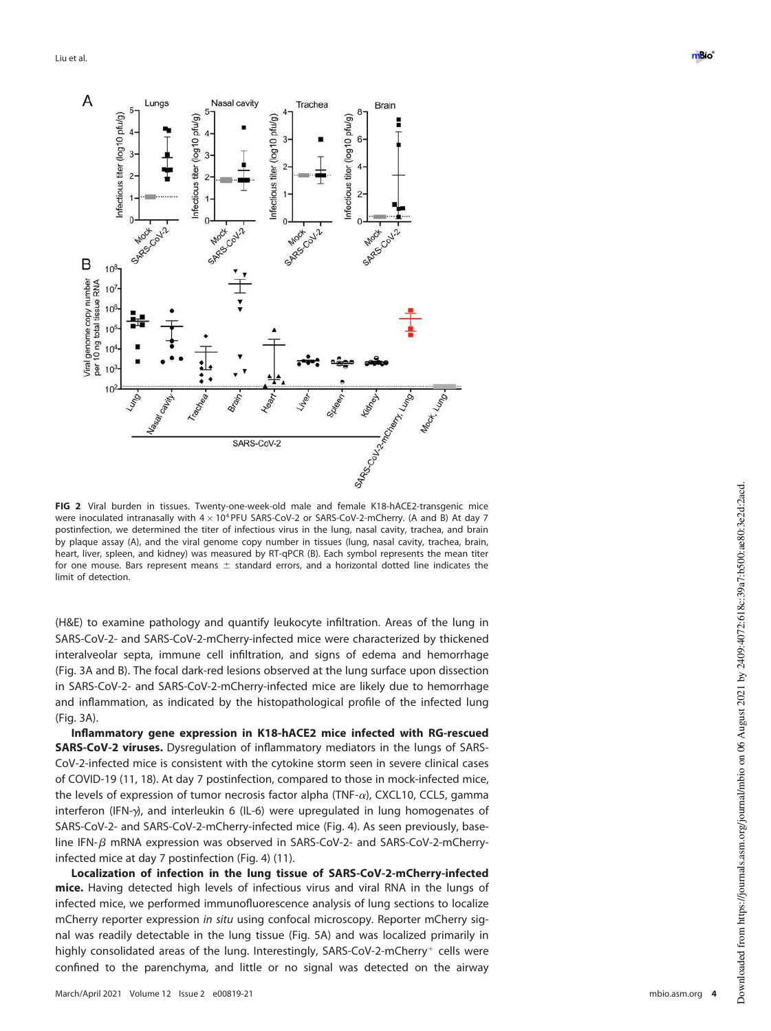**FIG 2** Viral burden in tissues. Twenty-one-week-old male and female K18-hACE2-transgenic mice were inoculated intranasally with $4 \times 10^4$ PFU SARS-CoV-2 or SARS-CoV-2-mCherry. (A and B) At day 7 postinfection, we determined the titer of infectious virus in the lung, nasal cavity, trachea, and brain by plaque assay (A), and the viral genome copy number in tissues (lung, nasal cavity, trachea, brain, heart, liver, spleen, and kidney) was measured by RT-qPCR (B). Each symbol represents the mean titer for one mouse. Bars represent means ± standard errors, and a horizontal dotted line indicates the limit of detection.

(H&E) to examine pathology and quantify leukocyte infiltration. Areas of the lung in SARS-CoV-2- and SARS-CoV-2-mCherry-infected mice were characterized by thickened interalveolar septa, immune cell infiltration, and signs of edema and hemorrhage (Fig. 3A and B). The focal dark-red lesions observed at the lung surface upon dissection in SARS-CoV-2- and SARS-CoV-2-mCherry-infected mice are likely due to hemorrhage and inflammation, as indicated by the histopathological profile of the infected lung (Fig. 3A).

**Inflammatory gene expression in K18-hACE2 mice infected with RG-rescued SARS-CoV-2 viruses.** Dysregulation of inflammatory mediators in the lungs of SARS-CoV-2-infected mice is consistent with the cytokine storm seen in severe clinical cases of COVID-19 (11, 18). At day 7 postinfection, compared to those in mock-infected mice, the levels of expression of tumor necrosis factor alpha (TNF-$\alpha$), CXCL10, CCL5, gamma interferon (IFN-$\gamma$), and interleukin 6 (IL-6) were upregulated in lung homogenates of SARS-CoV-2- and SARS-CoV-2-mCherry-infected mice (Fig. 4). As seen previously, baseline IFN-$\beta$ mRNA expression was observed in SARS-CoV-2- and SARS-CoV-2-mCherry-infected mice at day 7 postinfection (Fig. 4) (11).

**Localization of infection in the lung tissue of SARS-CoV-2-mCherry-infected mice.** Having detected high levels of infectious virus and viral RNA in the lungs of infected mice, we performed immunofluorescence analysis of lung sections to localize mCherry reporter expression *in situ* using confocal microscopy. Reporter mCherry signal was readily detectable in the lung tissue (Fig. 5A) and was localized primarily in highly consolidated areas of the lung. Interestingly, SARS-CoV-2-mCherry$^+$ cells were confined to the parenchyma, and little or no signal was detected on the airway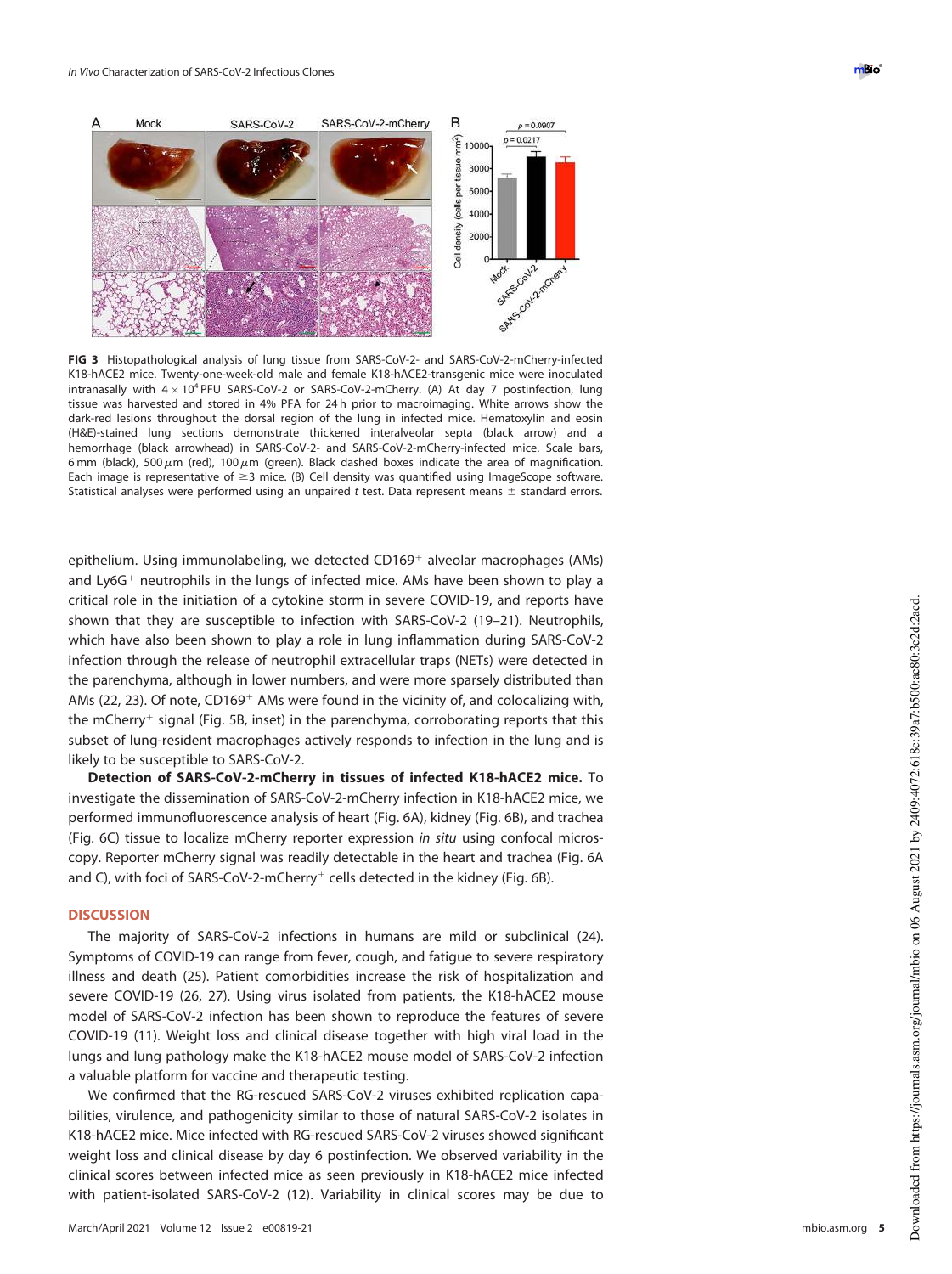**FIG 3** Histopathological analysis of lung tissue from SARS-CoV-2- and SARS-CoV-2-mCherry-infected K18-hACE2 mice. Twenty-one-week-old male and female K18-hACE2-transgenic mice were inoculated intranasally with $4 \times 10^4$ PFU SARS-CoV-2 or SARS-CoV-2-mCherry. (A) At day 7 postinfection, lung tissue was harvested and stored in 4% PFA for 24 h prior to macroimaging. White arrows show the dark-red lesions throughout the dorsal region of the lung in infected mice. Hematoxylin and eosin (H&E)-stained lung sections demonstrate thickened interalveolar septa (black arrow) and a hemorrhage (black arrowhead) in SARS-CoV-2- and SARS-CoV-2-mCherry-infected mice. Scale bars, 6 mm (black), 500 $\mu$m (red), 100 $\mu$m (green). Black dashed boxes indicate the area of magnification. Each image is representative of ≥3 mice. (B) Cell density was quantified using ImageScope software. Statistical analyses were performed using an unpaired *t* test. Data represent means ± standard errors.

epithelium. Using immunolabeling, we detected CD169$^+$ alveolar macrophages (AMs) and Ly6G$^+$ neutrophils in the lungs of infected mice. AMs have been shown to play a critical role in the initiation of a cytokine storm in severe COVID-19, and reports have shown that they are susceptible to infection with SARS-CoV-2 (19–21). Neutrophils, which have also been shown to play a role in lung inflammation during SARS-CoV-2 infection through the release of neutrophil extracellular traps (NETs) were detected in the parenchyma, although in lower numbers, and were more sparsely distributed than AMs (22, 23). Of note, CD169$^+$ AMs were found in the vicinity of, and colocalizing with, the mCherry$^+$ signal (Fig. 5B, inset) in the parenchyma, corroborating reports that this subset of lung-resident macrophages actively responds to infection in the lung and is likely to be susceptible to SARS-CoV-2.

**Detection of SARS-CoV-2-mCherry in tissues of infected K18-hACE2 mice.** To investigate the dissemination of SARS-CoV-2-mCherry infection in K18-hACE2 mice, we performed immunofluorescence analysis of heart (Fig. 6A), kidney (Fig. 6B), and trachea (Fig. 6C) tissue to localize mCherry reporter expression *in situ* using confocal microscopy. Reporter mCherry signal was readily detectable in the heart and trachea (Fig. 6A and C), with foci of SARS-CoV-2-mCherry$^+$ cells detected in the kidney (Fig. 6B).

## DISCUSSION

The majority of SARS-CoV-2 infections in humans are mild or subclinical (24). Symptoms of COVID-19 can range from fever, cough, and fatigue to severe respiratory illness and death (25). Patient comorbidities increase the risk of hospitalization and severe COVID-19 (26, 27). Using virus isolated from patients, the K18-hACE2 mouse model of SARS-CoV-2 infection has been shown to reproduce the features of severe COVID-19 (11). Weight loss and clinical disease together with high viral load in the lungs and lung pathology make the K18-hACE2 mouse model of SARS-CoV-2 infection a valuable platform for vaccine and therapeutic testing.

We confirmed that the RG-rescued SARS-CoV-2 viruses exhibited replication capabilities, virulence, and pathogenicity similar to those of natural SARS-CoV-2 isolates in K18-hACE2 mice. Mice infected with RG-rescued SARS-CoV-2 viruses showed significant weight loss and clinical disease by day 6 postinfection. We observed variability in the clinical scores between infected mice as seen previously in K18-hACE2 mice infected with patient-isolated SARS-CoV-2 (12). Variability in clinical scores may be due to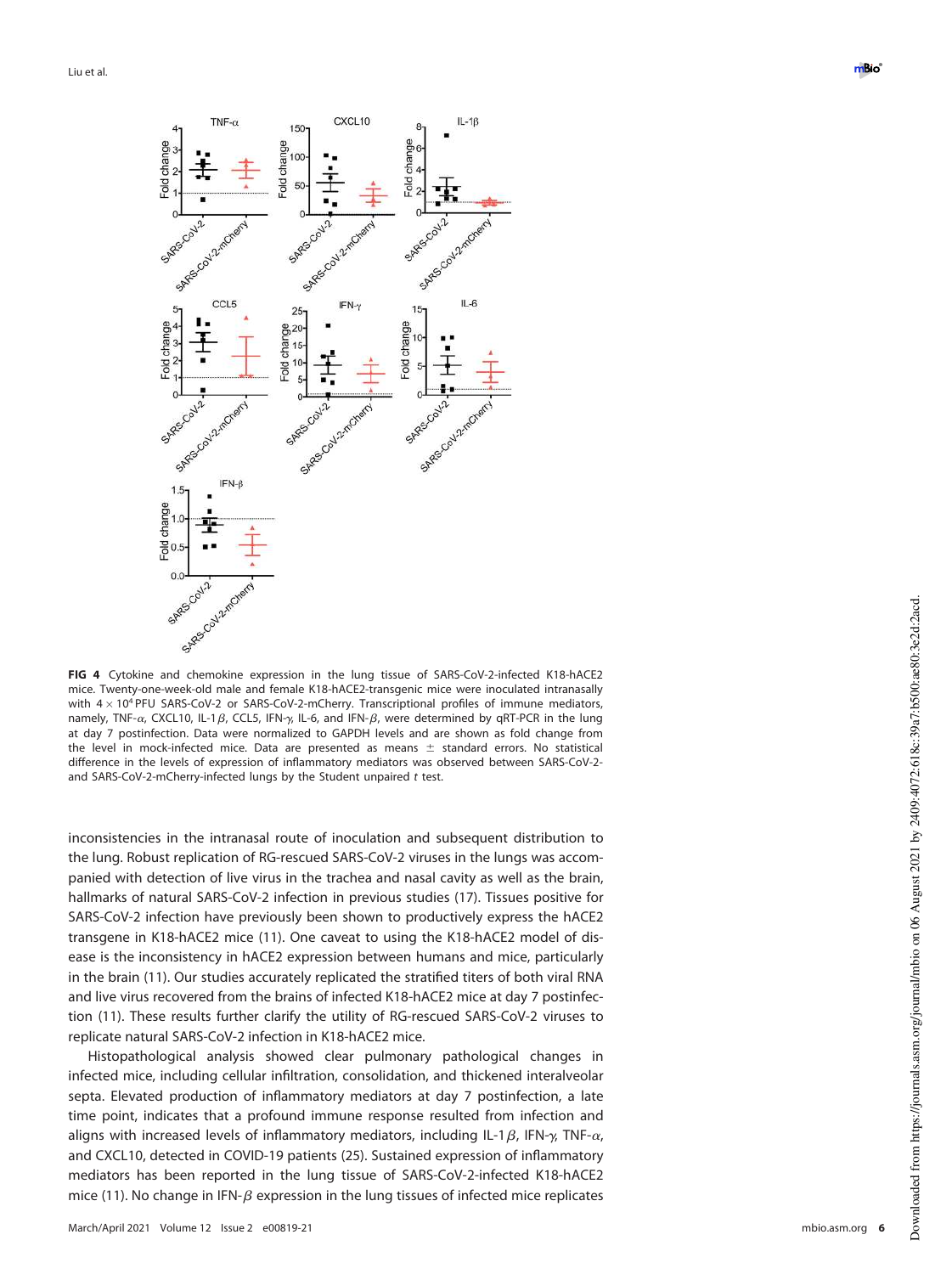**FIG 4** Cytokine and chemokine expression in the lung tissue of SARS-CoV-2-infected K18-hACE2 mice. Twenty-one-week-old male and female K18-hACE2-transgenic mice were inoculated intranasally with $4 \times 10^4$ PFU SARS-CoV-2 or SARS-CoV-2-mCherry. Transcriptional profiles of immune mediators, namely, TNF-$\alpha$, CXCL10, IL-1$\beta$, CCL5, IFN-$\gamma$, IL-6, and IFN-$\beta$, were determined by qRT-PCR in the lung at day 7 postinfection. Data were normalized to GAPDH levels and are shown as fold change from the level in mock-infected mice. Data are presented as means ± standard errors. No statistical difference in the levels of expression of inflammatory mediators was observed between SARS-CoV-2- and SARS-CoV-2-mCherry-infected lungs by the Student unpaired *t* test.

inconsistencies in the intranasal route of inoculation and subsequent distribution to the lung. Robust replication of RG-rescued SARS-CoV-2 viruses in the lungs was accompanied with detection of live virus in the trachea and nasal cavity as well as the brain, hallmarks of natural SARS-CoV-2 infection in previous studies (17). Tissues positive for SARS-CoV-2 infection have previously been shown to productively express the hACE2 transgene in K18-hACE2 mice (11). One caveat to using the K18-hACE2 model of disease is the inconsistency in hACE2 expression between humans and mice, particularly in the brain (11). Our studies accurately replicated the stratified titers of both viral RNA and live virus recovered from the brains of infected K18-hACE2 mice at day 7 postinfection (11). These results further clarify the utility of RG-rescued SARS-CoV-2 viruses to replicate natural SARS-CoV-2 infection in K18-hACE2 mice.

Histopathological analysis showed clear pulmonary pathological changes in infected mice, including cellular infiltration, consolidation, and thickened interalveolar septa. Elevated production of inflammatory mediators at day 7 postinfection, a late time point, indicates that a profound immune response resulted from infection and aligns with increased levels of inflammatory mediators, including IL-1$\beta$, IFN-$\gamma$, TNF-$\alpha$, and CXCL10, detected in COVID-19 patients (25). Sustained expression of inflammatory mediators has been reported in the lung tissue of SARS-CoV-2-infected K18-hACE2 mice (11). No change in IFN-$\beta$ expression in the lung tissues of infected mice replicates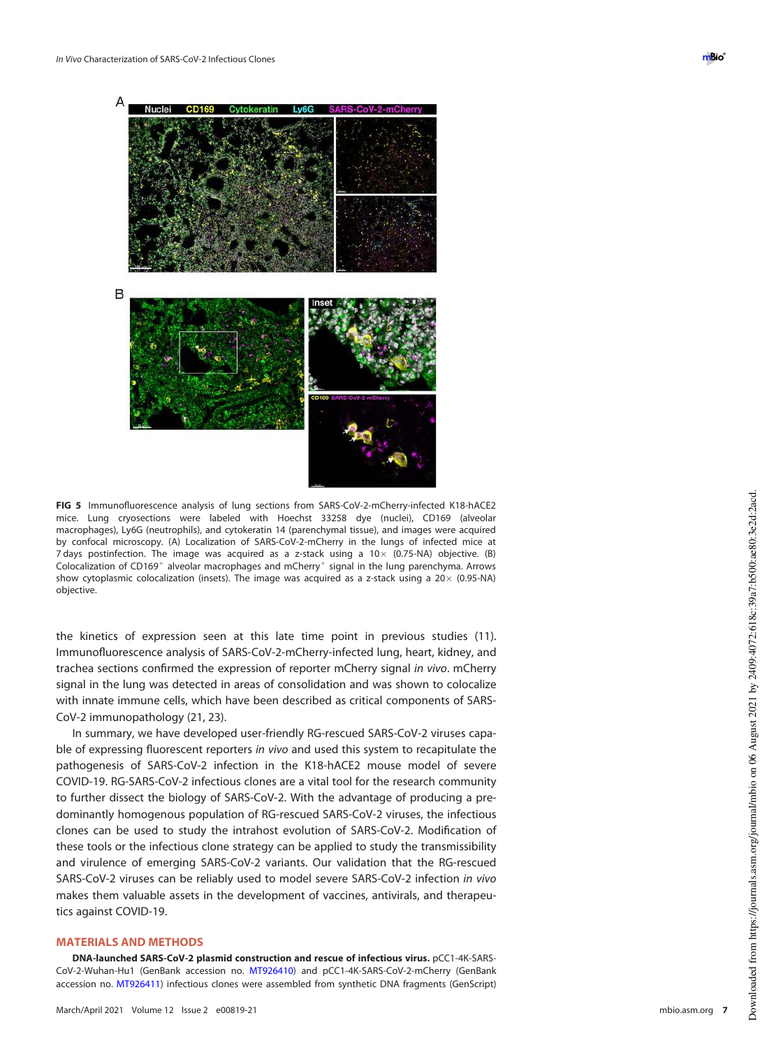**FIG 5** Immunofluorescence analysis of lung sections from SARS-CoV-2-mCherry-infected K18-hACE2 mice. Lung cryosections were labeled with Hoechst 33258 dye (nuclei), CD169 (alveolar macrophages), Ly6G (neutrophils), and cytokeratin 14 (parenchymal tissue), and images were acquired by confocal microscopy. (A) Localization of SARS-CoV-2-mCherry in the lungs of infected mice at 7 days postinfection. The image was acquired as a z-stack using a 10× (0.75-NA) objective. (B) Colocalization of CD169$^{+}$ alveolar macrophages and mCherry$^{+}$ signal in the lung parenchyma. Arrows show cytoplasmic colocalization (insets). The image was acquired as a z-stack using a 20× (0.95-NA) objective.

the kinetics of expression seen at this late time point in previous studies (11). Immunofluorescence analysis of SARS-CoV-2-mCherry-infected lung, kidney, heart, and trachea sections confirmed the expression of reporter mCherry signal *in vivo*. mCherry signal in the lung was detected in areas of consolidation and was shown to colocalize with innate immune cells, which have been described as critical components of SARS-CoV-2 immunopathology (21, 23).

In summary, we have developed user-friendly RG-rescued SARS-CoV-2 viruses capable of expressing fluorescent reporters *in vivo* and used this system to recapitulate the pathogenesis of SARS-CoV-2 infection in the K18-hACE2 mouse model of severe COVID-19. RG-SARS-CoV-2 infectious clones are a vital tool for the research community to further dissect the biology of SARS-CoV-2. With the advantage of producing a predominantly homogenous population of RG-rescued SARS-CoV-2 viruses, the infectious clones can be used to study the intrahost evolution of SARS-CoV-2. Modification of these tools or the infectious clone strategy can be applied to study the transmissibility and virulence of emerging SARS-CoV-2 variants. Our validation that the RG-rescued SARS-CoV-2 viruses can be reliably used to model severe SARS-CoV-2 infection *in vivo* makes them valuable assets in the development of vaccines, antivirals, and therapeutics against COVID-19.

## MATERIALS AND METHODS

**DNA-launched SARS-CoV-2 plasmid construction and rescue of infectious virus.** pCC1-4K-SARS-CoV-2-Wuhan-Hu1 (GenBank accession no. MT926410) and pCC1-4K-SARS-CoV-2-mCherry (GenBank accession no. MT926411) infectious clones were assembled from synthetic DNA fragments (GenScript)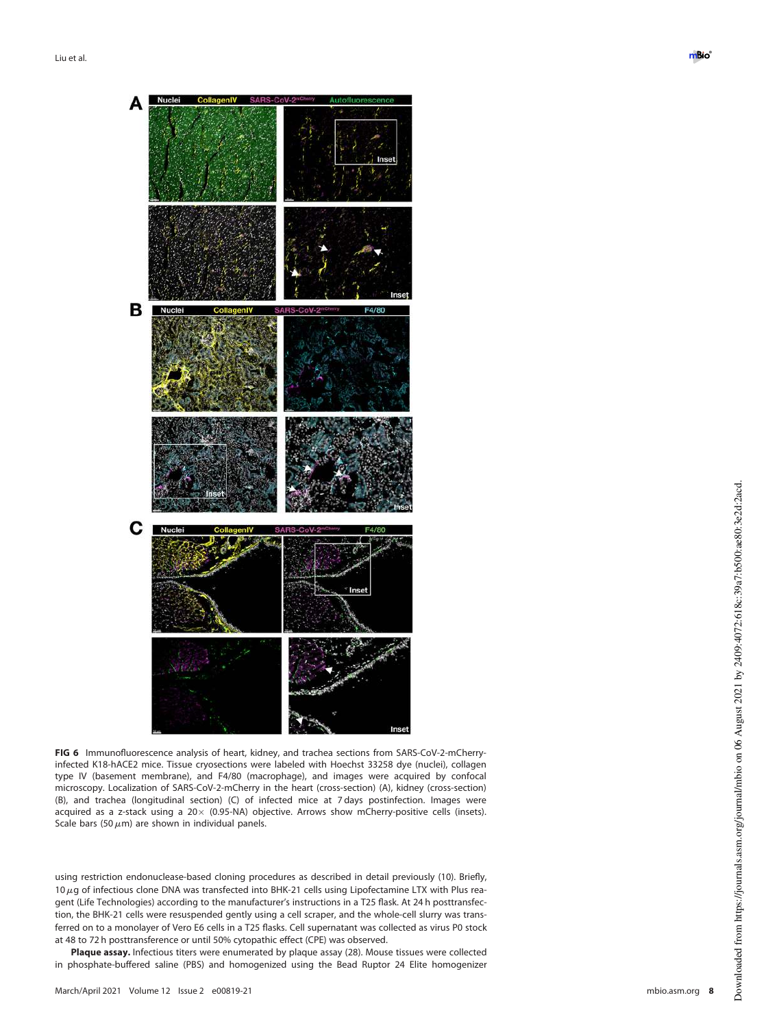**FIG 6** Immunofluorescence analysis of heart, kidney, and trachea sections from SARS-CoV-2-mCherry-infected K18-hACE2 mice. Tissue cryosections were labeled with Hoechst 33258 dye (nuclei), collagen type IV (basement membrane), and F4/80 (macrophage), and images were acquired by confocal microscopy. Localization of SARS-CoV-2-mCherry in the heart (cross-section) (A), kidney (cross-section) (B), and trachea (longitudinal section) (C) of infected mice at 7 days postinfection. Images were acquired as a z-stack using a 20× (0.95-NA) objective. Arrows show mCherry-positive cells (insets). Scale bars (50 $\mu$m) are shown in individual panels.

using restriction endonuclease-based cloning procedures as described in detail previously (10). Briefly, 10 $\mu$g of infectious clone DNA was transfected into BHK-21 cells using Lipofectamine LTX with Plus reagent (Life Technologies) according to the manufacturer's instructions in a T25 flask. At 24 h posttransfection, the BHK-21 cells were resuspended gently using a cell scraper, and the whole-cell slurry was transferred on to a monolayer of Vero E6 cells in a T25 flasks. Cell supernatant was collected as virus P0 stock at 48 to 72 h posttransference or until 50% cytopathic effect (CPE) was observed.

**Plaque assay.** Infectious titers were enumerated by plaque assay (28). Mouse tissues were collected in phosphate-buffered saline (PBS) and homogenized using the Bead Ruptor 24 Elite homogenizer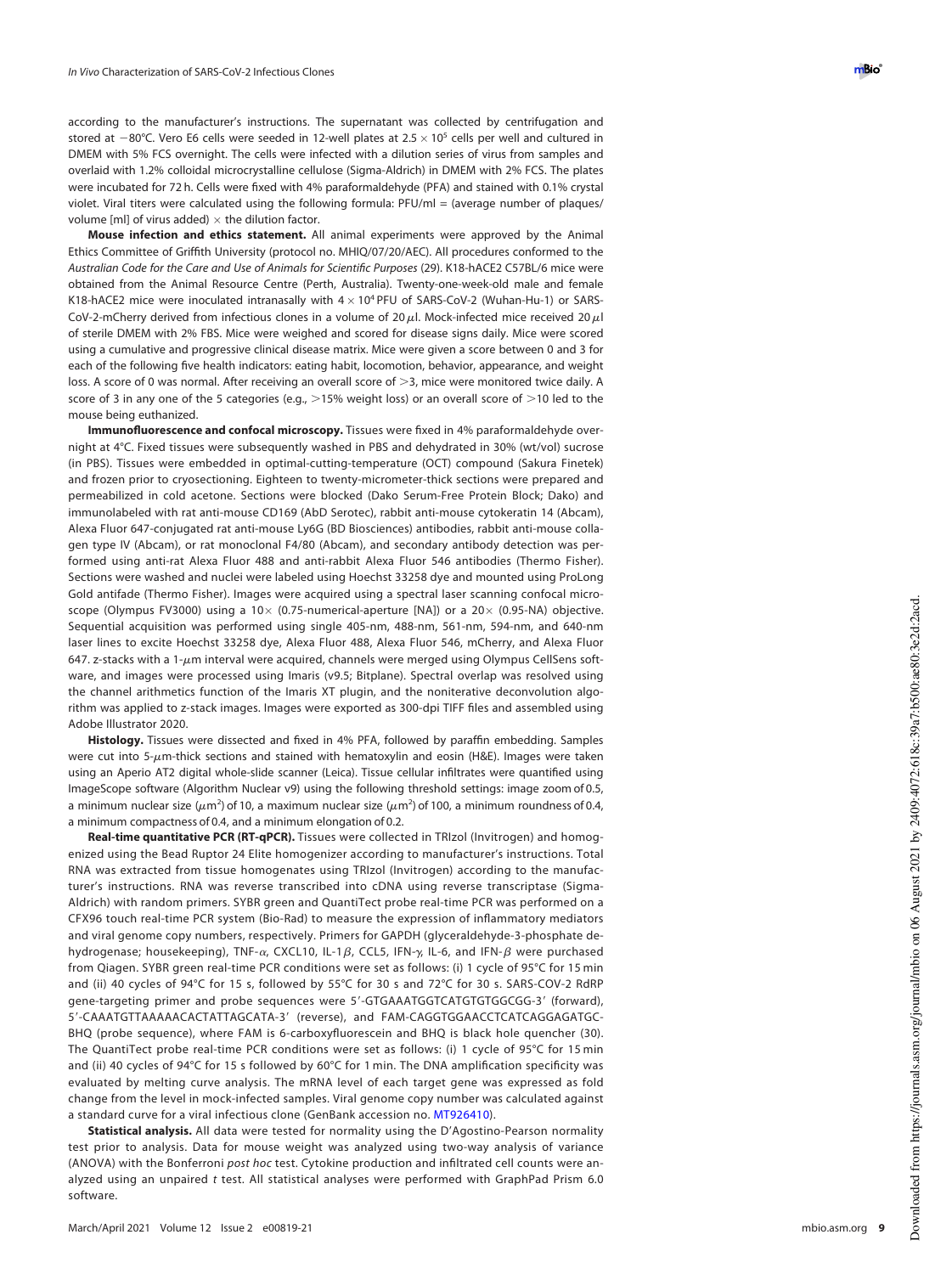according to the manufacturer's instructions. The supernatant was collected by centrifugation and stored at −80°C. Vero E6 cells were seeded in 12-well plates at $2.5 \times 10^5$ cells per well and cultured in DMEM with 5% FCS overnight. The cells were infected with a dilution series of virus from samples and overlaid with 1.2% colloidal microcrystalline cellulose (Sigma-Aldrich) in DMEM with 2% FCS. The plates were incubated for 72 h. Cells were fixed with 4% paraformaldehyde (PFA) and stained with 0.1% crystal violet. Viral titers were calculated using the following formula: PFU/ml = (average number of plaques/volume [ml] of virus added) × the dilution factor.

**Mouse infection and ethics statement.** All animal experiments were approved by the Animal Ethics Committee of Griffith University (protocol no. MHIQ/07/20/AEC). All procedures conformed to the *Australian Code for the Care and Use of Animals for Scientific Purposes* (29). K18-hACE2 C57BL/6 mice were obtained from the Animal Resource Centre (Perth, Australia). Twenty-one-week-old male and female K18-hACE2 mice were inoculated intranasally with $4 \times 10^4$ PFU of SARS-CoV-2 (Wuhan-Hu-1) or SARS-CoV-2-mCherry derived from infectious clones in a volume of 20 $\mu$l. Mock-infected mice received 20 $\mu$l of sterile DMEM with 2% FBS. Mice were weighed and scored for disease signs daily. Mice were scored using a cumulative and progressive clinical disease matrix. Mice were given a score between 0 and 3 for each of the following five health indicators: eating habit, locomotion, behavior, appearance, and weight loss. A score of 0 was normal. After receiving an overall score of >3, mice were monitored twice daily. A score of 3 in any one of the 5 categories (e.g., >15% weight loss) or an overall score of >10 led to the mouse being euthanized.

**Immunofluorescence and confocal microscopy.** Tissues were fixed in 4% paraformaldehyde overnight at 4°C. Fixed tissues were subsequently washed in PBS and dehydrated in 30% (wt/vol) sucrose (in PBS). Tissues were embedded in optimal-cutting-temperature (OCT) compound (Sakura Finetek) and frozen prior to cryosectioning. Eighteen to twenty-micrometer-thick sections were prepared and permeabilized in cold acetone. Sections were blocked (Dako Serum-Free Protein Block; Dako) and immunolabeled with rat anti-mouse CD169 (AbD Serotec), rabbit anti-mouse cytokeratin 14 (Abcam), Alexa Fluor 647-conjugated rat anti-mouse Ly6G (BD Biosciences) antibodies, rabbit anti-mouse collagen type IV (Abcam), or rat monoclonal F4/80 (Abcam), and secondary antibody detection was performed using anti-rat Alexa Fluor 488 and anti-rabbit Alexa Fluor 546 antibodies (Thermo Fisher). Sections were washed and nuclei were labeled using Hoechst 33258 dye and mounted using ProLong Gold antifade (Thermo Fisher). Images were acquired using a spectral laser scanning confocal microscope (Olympus FV3000) using a 10× (0.75-numerical-aperture [NA]) or a 20× (0.95-NA) objective. Sequential acquisition was performed using single 405-nm, 488-nm, 561-nm, 594-nm, and 640-nm laser lines to excite Hoechst 33258 dye, Alexa Fluor 488, Alexa Fluor 546, mCherry, and Alexa Fluor 647. z-stacks with a 1-$\mu$m interval were acquired, channels were merged using Olympus CellSens software, and images were processed using Imaris (v9.5; Bitplane). Spectral overlap was resolved using the channel arithmetics function of the Imaris XT plugin, and the noniterative deconvolution algorithm was applied to z-stack images. Images were exported as 300-dpi TIFF files and assembled using Adobe Illustrator 2020.

**Histology.** Tissues were dissected and fixed in 4% PFA, followed by paraffin embedding. Samples were cut into 5-$\mu$m-thick sections and stained with hematoxylin and eosin (H&E). Images were taken using an Aperio AT2 digital whole-slide scanner (Leica). Tissue cellular infiltrates were quantified using ImageScope software (Algorithm Nuclear v9) using the following threshold settings: image zoom of 0.5, a minimum nuclear size ($\mu m^2$) of 10, a maximum nuclear size ($\mu m^2$) of 100, a minimum roundness of 0.4, a minimum compactness of 0.4, and a minimum elongation of 0.2.

**Real-time quantitative PCR (RT-qPCR).** Tissues were collected in TRIzol (Invitrogen) and homogenized using the Bead Ruptor 24 Elite homogenizer according to manufacturer's instructions. Total RNA was extracted from tissue homogenates using TRIzol (Invitrogen) according to the manufacturer's instructions. RNA was reverse transcribed into cDNA using reverse transcriptase (Sigma-Aldrich) with random primers. SYBR green and QuantiTect probe real-time PCR was performed on a CFX96 touch real-time PCR system (Bio-Rad) to measure the expression of inflammatory mediators and viral genome copy numbers, respectively. Primers for GAPDH (glyceraldehyde-3-phosphate dehydrogenase; housekeeping), TNF-$\alpha$, CXCL10, IL-1$\beta$, CCL5, IFN-$\gamma$, IL-6, and IFN-$\beta$ were purchased from Qiagen. SYBR green real-time PCR conditions were set as follows: (i) 1 cycle of 95°C for 15 min and (ii) 40 cycles of 94°C for 15 s, followed by 55°C for 30 s and 72°C for 30 s. SARS-COV-2 RdRP gene-targeting primer and probe sequences were 5′-GTGAAATGGTCATGTGTGGCGG-3′ (forward), 5′-CAAATGTTAAAAACACTATTAGCATA-3′ (reverse), and FAM-CAGGTGGAACCTCATCAGGAGATGC-BHQ (probe sequence), where FAM is 6-carboxyfluorescein and BHQ is black hole quencher (30). The QuantiTect probe real-time PCR conditions were set as follows: (i) 1 cycle of 95°C for 15 min and (ii) 40 cycles of 94°C for 15 s followed by 60°C for 1 min. The DNA amplification specificity was evaluated by melting curve analysis. The mRNA level of each target gene was expressed as fold change from the level in mock-infected samples. Viral genome copy number was calculated against a standard curve for a viral infectious clone (GenBank accession no. MT926410).

**Statistical analysis.** All data were tested for normality using the D'Agostino-Pearson normality test prior to analysis. Data for mouse weight was analyzed using two-way analysis of variance (ANOVA) with the Bonferroni *post hoc* test. Cytokine production and infiltrated cell counts were analyzed using an unpaired *t* test. All statistical analyses were performed with GraphPad Prism 6.0 software.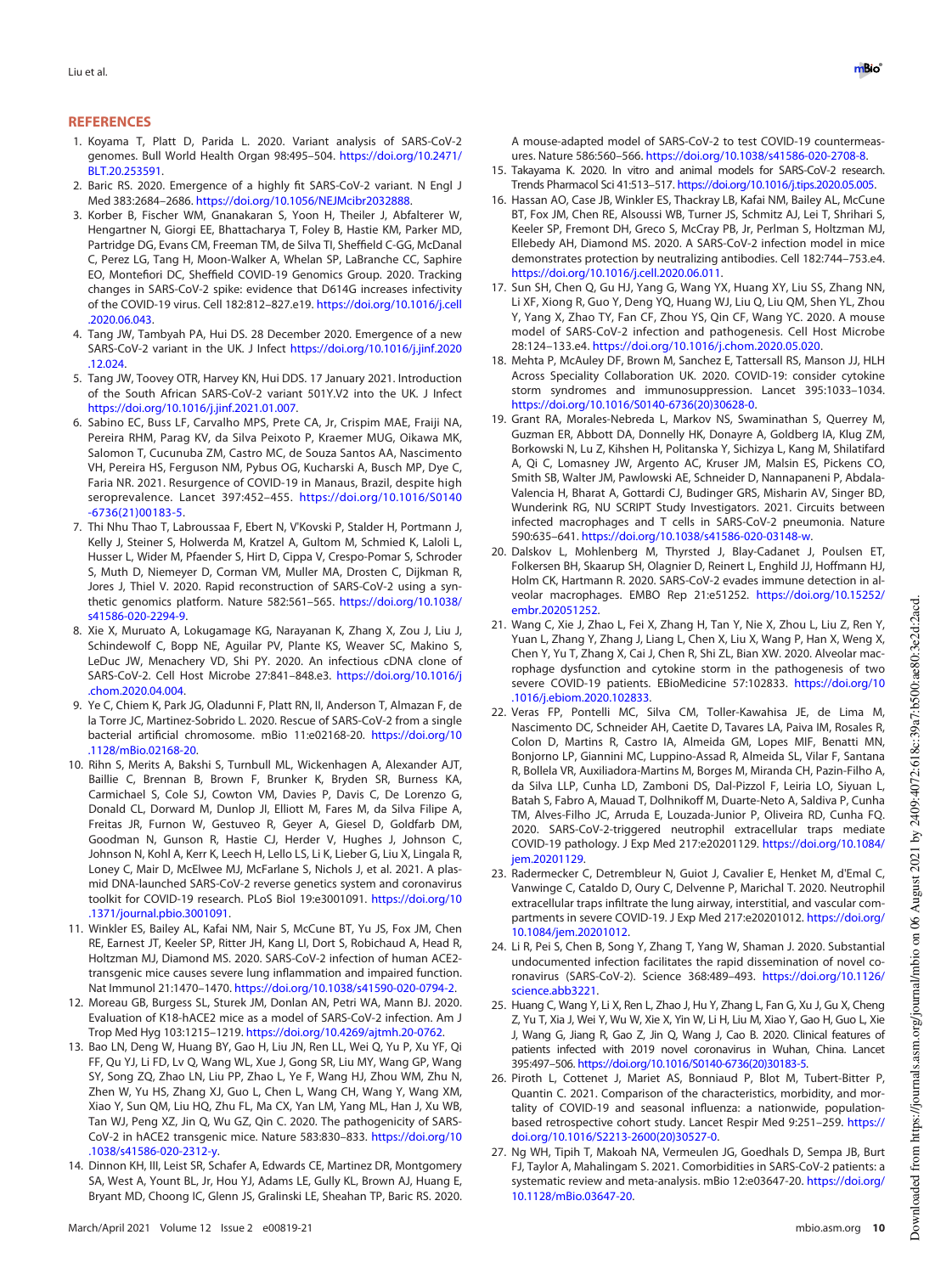## REFERENCES

1. Koyama T, Platt D, Parida L. 2020. Variant analysis of SARS-CoV-2 genomes. Bull World Health Organ 98:495–504. https://doi.org/10.2471/BLT.20.253591.
2. Baric RS. 2020. Emergence of a highly fit SARS-CoV-2 variant. N Engl J Med 383:2684–2686. https://doi.org/10.1056/NEJMcibr2032888.
3. Korber B, Fischer WM, Gnanakaran S, Yoon H, Theiler J, Abfalterer W, Hengartner N, Giorgi EE, Bhattacharya T, Foley B, Hastie KM, Parker MD, Partridge DG, Evans CM, Freeman TM, de Silva TI, Sheffield C-GG, McDanal C, Perez LG, Tang H, Moon-Walker A, Whelan SP, LaBranche CC, Saphire EO, Montefiori DC, Sheffield COVID-19 Genomics Group. 2020. Tracking changes in SARS-CoV-2 spike: evidence that D614G increases infectivity of the COVID-19 virus. Cell 182:812–827.e19. https://doi.org/10.1016/j.cell.2020.06.043.
4. Tang JW, Tambyah PA, Hui DS. 28 December 2020. Emergence of a new SARS-CoV-2 variant in the UK. J Infect https://doi.org/10.1016/j.jinf.2020.12.024.
5. Tang JW, Toovey OTR, Harvey KN, Hui DDS. 17 January 2021. Introduction of the South African SARS-CoV-2 variant 501Y.V2 into the UK. J Infect https://doi.org/10.1016/j.jinf.2021.01.007.
6. Sabino EC, Buss LF, Carvalho MPS, Prete CA, Jr, Crispim MAE, Fraiji NA, Pereira RHM, Parag KV, da Silva Peixoto P, Kraemer MUG, Oikawa MK, Salomon T, Cucunuba ZM, Castro MC, de Souza Santos AA, Nascimento VH, Pereira HS, Ferguson NM, Pybus OG, Kucharski A, Busch MP, Dye C, Faria NR. 2021. Resurgence of COVID-19 in Manaus, Brazil, despite high seroprevalence. Lancet 397:452–455. https://doi.org/10.1016/S0140-6736(21)00183-5.
7. Thi Nhu Thao T, Labroussaa F, Ebert N, V'Kovski P, Stalder H, Portmann J, Kelly J, Steiner S, Holwerda M, Kratzel A, Gultom M, Schmied K, Laloli L, Husser L, Wider M, Pfaender S, Hirt D, Cippa V, Crespo-Pomar S, Schroder S, Muth D, Niemeyer D, Corman VM, Muller MA, Drosten C, Dijkman R, Jores J, Thiel V. 2020. Rapid reconstruction of SARS-CoV-2 using a synthetic genomics platform. Nature 582:561–565. https://doi.org/10.1038/s41586-020-2294-9.
8. Xie X, Muruato A, Lokugamage KG, Narayanan K, Zhang X, Zou J, Liu J, Schindewolf C, Bopp NE, Aguilar PV, Plante KS, Weaver SC, Makino S, LeDuc JW, Menachery VD, Shi PY. 2020. An infectious cDNA clone of SARS-CoV-2. Cell Host Microbe 27:841–848.e3. https://doi.org/10.1016/j.chom.2020.04.004.
9. Ye C, Chiem K, Park JG, Oladunni F, Platt RN, II, Anderson T, Almazan F, de la Torre JC, Martinez-Sobrido L. 2020. Rescue of SARS-CoV-2 from a single bacterial artificial chromosome. mBio 11:e02168-20. https://doi.org/10.1128/mBio.02168-20.
10. Rihn S, Merits A, Bakshi S, Turnbull ML, Wickenhagen A, Alexander AJT, Baillie C, Brennan B, Brown F, Brunker K, Bryden SR, Burness KA, Carmichael S, Cole SJ, Cowton VM, Davies P, Davis C, De Lorenzo G, Donald CL, Dorward M, Dunlop JI, Elliott M, Fares M, da Silva Filipe A, Freitas JR, Furnon W, Gestuveo R, Geyer A, Giesel D, Goldfarb DM, Goodman N, Gunson R, Hastie CJ, Herder V, Hughes J, Johnson C, Johnson N, Kohl A, Kerr K, Leech H, Lello LS, Li K, Lieber G, Liu X, Lingala R, Loney C, Mair D, McElwee MJ, McFarlane S, Nichols J, et al. 2021. A plasmid DNA-launched SARS-CoV-2 reverse genetics system and coronavirus toolkit for COVID-19 research. PLoS Biol 19:e3001091. https://doi.org/10.1371/journal.pbio.3001091.
11. Winkler ES, Bailey AL, Kafai NM, Nair S, McCune BT, Yu JS, Fox JM, Chen RE, Earnest JT, Keeler SP, Ritter JH, Kang LI, Dort S, Robichaud A, Head R, Holtzman MJ, Diamond MS. 2020. SARS-CoV-2 infection of human ACE2-transgenic mice causes severe lung inflammation and impaired function. Nat Immunol 21:1470–1470. https://doi.org/10.1038/s41590-020-0794-2.
12. Moreau GB, Burgess SL, Sturek JM, Donlan AN, Petri WA, Mann BJ. 2020. Evaluation of K18-hACE2 mice as a model of SARS-CoV-2 infection. Am J Trop Med Hyg 103:1215–1219. https://doi.org/10.4269/ajtmh.20-0762.
13. Bao LN, Deng W, Huang BY, Gao H, Liu JN, Ren LL, Wei Q, Yu P, Xu YF, Qi FF, Qu YJ, Li FD, Lv Q, Wang WL, Xue J, Gong SR, Liu MY, Wang GP, Wang SY, Song ZQ, Zhao LN, Liu PP, Zhao L, Ye F, Wang HJ, Zhou WM, Zhu N, Zhen W, Yu HS, Zhang XJ, Guo L, Chen L, Wang CH, Wang Y, Wang XM, Xiao Y, Sun QM, Liu HQ, Zhu FL, Ma CX, Yan LM, Yang ML, Han J, Xu WB, Tan WJ, Peng XZ, Jin Q, Wu GZ, Qin C. 2020. The pathogenicity of SARS-CoV-2 in hACE2 transgenic mice. Nature 583:830–833. https://doi.org/10.1038/s41586-020-2312-y.
14. Dinnon KH, III, Leist SR, Schafer A, Edwards CE, Martinez DR, Montgomery SA, West A, Yount BL, Jr, Hou YJ, Adams LE, Gully KL, Brown AJ, Huang E, Bryant MD, Choong IC, Glenn JS, Gralinski LE, Sheahan TP, Baric RS. 2020. A mouse-adapted model of SARS-CoV-2 to test COVID-19 countermeasures. Nature 586:560–566. https://doi.org/10.1038/s41586-020-2708-8.
15. Takayama K. 2020. In vitro and animal models for SARS-CoV-2 research. Trends Pharmacol Sci 41:513–517. https://doi.org/10.1016/j.tips.2020.05.005.
16. Hassan AO, Case JB, Winkler ES, Thackray LB, Kafai NM, Bailey AL, McCune BT, Fox JM, Chen RE, Alsoussi WB, Turner JS, Schmitz AJ, Lei T, Shrihari S, Keeler SP, Fremont DH, Greco S, McCray PB, Jr, Perlman S, Holtzman MJ, Ellebedy AH, Diamond MS. 2020. A SARS-CoV-2 infection model in mice demonstrates protection by neutralizing antibodies. Cell 182:744–753.e4. https://doi.org/10.1016/j.cell.2020.06.011.
17. Sun SH, Chen Q, Gu HJ, Yang G, Wang YX, Huang XY, Liu SS, Zhang NN, Li XF, Xiong R, Guo Y, Deng YQ, Huang WJ, Liu Q, Liu QM, Shen YL, Zhou Y, Yang X, Zhao TY, Fan CF, Zhou YS, Qin CF, Wang YC. 2020. A mouse model of SARS-CoV-2 infection and pathogenesis. Cell Host Microbe 28:124–133.e4. https://doi.org/10.1016/j.chom.2020.05.020.
18. Mehta P, McAuley DF, Brown M, Sanchez E, Tattersall RS, Manson JJ, HLH Across Speciality Collaboration UK. 2020. COVID-19: consider cytokine storm syndromes and immunosuppression. Lancet 395:1033–1034. https://doi.org/10.1016/S0140-6736(20)30628-0.
19. Grant RA, Morales-Nebreda L, Markov NS, Swaminathan S, Querrey M, Guzman ER, Abbott DA, Donnelly HK, Donayre A, Goldberg IA, Klug ZM, Borkowski N, Lu Z, Kihshen H, Politanska Y, Sichizya L, Kang M, Shilatifard A, Qi C, Lomasney JW, Argento AC, Kruser JM, Malsin ES, Pickens CO, Smith SB, Walter JM, Pawlowski AE, Schneider D, Nannapaneni P, Abdala-Valencia H, Bharat A, Gottardi CJ, Budinger GRS, Misharin AV, Singer BD, Wunderink RG, NU SCRIPT Study Investigators. 2021. Circuits between infected macrophages and T cells in SARS-CoV-2 pneumonia. Nature 590:635–641. https://doi.org/10.1038/s41586-020-03148-w.
20. Dalskov L, Mohlenberg M, Thyrsted J, Blay-Cadanet J, Poulsen ET, Folkersen BH, Skaarup SH, Olagnier D, Reinert L, Enghild JJ, Hoffmann HJ, Holm CK, Hartmann R. 2020. SARS-CoV-2 evades immune detection in alveolar macrophages. EMBO Rep 21:e51252. https://doi.org/10.15252/embr.202051252.
21. Wang C, Xie J, Zhao L, Fei X, Zhang H, Tan Y, Nie X, Zhou L, Liu Z, Ren Y, Yuan L, Zhang Y, Zhang J, Liang L, Chen X, Liu X, Wang P, Han X, Weng X, Chen Y, Yu T, Zhang X, Cai J, Chen R, Shi ZL, Bian XW. 2020. Alveolar macrophage dysfunction and cytokine storm in the pathogenesis of two severe COVID-19 patients. EBioMedicine 57:102833. https://doi.org/10.1016/j.ebiom.2020.102833.
22. Veras FP, Pontelli MC, Silva CM, Toller-Kawahisa JE, de Lima M, Nascimento DC, Schneider AH, Caetite D, Tavares LA, Paiva IM, Rosales R, Colon D, Martins R, Castro IA, Almeida GM, Lopes MIF, Benatti MN, Bonjorno LP, Giannini MC, Luppino-Assad R, Almeida SL, Vilar F, Santana R, Bollela VR, Auxiliadora-Martins M, Borges M, Miranda CH, Pazin-Filho A, da Silva LLP, Cunha LD, Zamboni DS, Dal-Pizzol F, Leiria LO, Siyuan L, Batah S, Fabro A, Mauad T, Dolhnikoff M, Duarte-Neto A, Saldiva P, Cunha TM, Alves-Filho JC, Arruda E, Louzada-Junior P, Oliveira RD, Cunha FQ. 2020. SARS-CoV-2-triggered neutrophil extracellular traps mediate COVID-19 pathology. J Exp Med 217:e20201129. https://doi.org/10.1084/jem.20201129.
23. Radermecker C, Detrembleur N, Guiot J, Cavalier E, Henket M, d'Emal C, Vanwinge C, Cataldo D, Oury C, Delvenne P, Marichal T. 2020. Neutrophil extracellular traps infiltrate the lung airway, interstitial, and vascular compartments in severe COVID-19. J Exp Med 217:e20201012. https://doi.org/10.1084/jem.20201012.
24. Li R, Pei S, Chen B, Song Y, Zhang T, Yang W, Shaman J. 2020. Substantial undocumented infection facilitates the rapid dissemination of novel coronavirus (SARS-CoV-2). Science 368:489–493. https://doi.org/10.1126/science.abb3221.
25. Huang C, Wang Y, Li X, Ren L, Zhao J, Hu Y, Zhang L, Fan G, Xu J, Gu X, Cheng Z, Yu T, Xia J, Wei Y, Wu W, Xie X, Yin W, Li H, Liu M, Xiao Y, Gao H, Guo L, Xie J, Wang G, Jiang R, Gao Z, Jin Q, Wang J, Cao B. 2020. Clinical features of patients infected with 2019 novel coronavirus in Wuhan, China. Lancet 395:497–506. https://doi.org/10.1016/S0140-6736(20)30183-5.
26. Piroth L, Cottenet J, Mariet AS, Bonniaud P, Blot M, Tubert-Bitter P, Quantin C. 2021. Comparison of the characteristics, morbidity, and mortality of COVID-19 and seasonal influenza: a nationwide, population-based retrospective cohort study. Lancet Respir Med 9:251–259. https://doi.org/10.1016/S2213-2600(20)30527-0.
27. Ng WH, Tipih T, Makoah NA, Vermeulen JG, Goedhals D, Sempa JB, Burt FJ, Taylor A, Mahalingam S. 2021. Comorbidities in SARS-CoV-2 patients: a systematic review and meta-analysis. mBio 12:e03647-20. https://doi.org/10.1128/mBio.03647-20.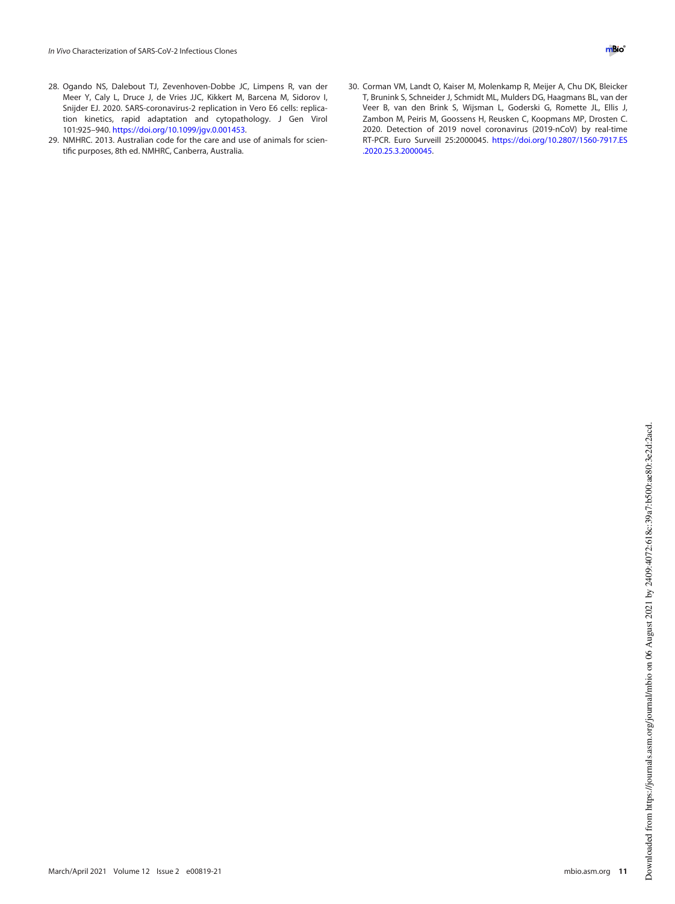28. Ogando NS, Dalebout TJ, Zevenhoven-Dobbe JC, Limpens R, van der Meer Y, Caly L, Druce J, de Vries JJC, Kikkert M, Barcena M, Sidorov I, Snijder EJ. 2020. SARS-coronavirus-2 replication in Vero E6 cells: replication kinetics, rapid adaptation and cytopathology. J Gen Virol 101:925–940. https://doi.org/10.1099/jgv.0.001453.
29. NMHRC. 2013. Australian code for the care and use of animals for scientific purposes, 8th ed. NMHRC, Canberra, Australia.
30. Corman VM, Landt O, Kaiser M, Molenkamp R, Meijer A, Chu DK, Bleicker T, Brunink S, Schneider J, Schmidt ML, Mulders DG, Haagmans BL, van der Veer B, van den Brink S, Wijsman L, Goderski G, Romette JL, Ellis J, Zambon M, Peiris M, Goossens H, Reusken C, Koopmans MP, Drosten C. 2020. Detection of 2019 novel coronavirus (2019-nCoV) by real-time RT-PCR. Euro Surveill 25:2000045. https://doi.org/10.2807/1560-7917.ES.2020.25.3.2000045.